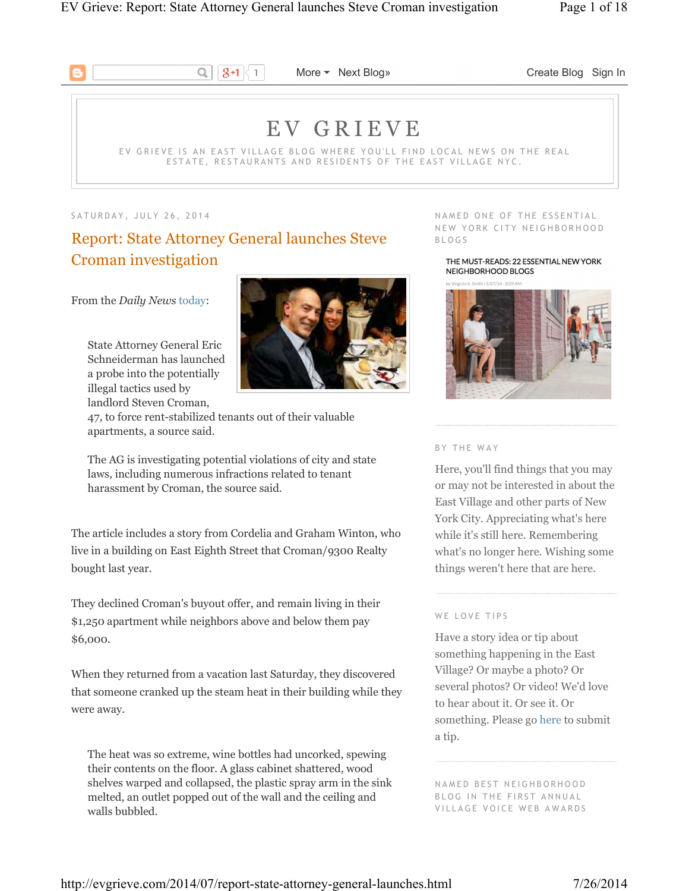More ▾ Next Blog» Create Blog Sign In

# EV GRIEVE

EV GRIEVE IS AN EAST VILLAGE BLOG WHERE YOU'LL FIND LOCAL NEWS ON THE REAL ESTATE, RESTAURANTS AND RESIDENTS OF THE EAST VILLAGE NYC.

SATURDAY, JULY 26, 2014

## Report: State Attorney General launches Steve Croman investigation

From the *Daily News* today:

> State Attorney General Eric Schneiderman has launched a probe into the potentially illegal tactics used by landlord Steven Croman, 47, to force rent-stabilized tenants out of their valuable apartments, a source said.
>
> The AG is investigating potential violations of city and state laws, including numerous infractions related to tenant harassment by Croman, the source said.

The article includes a story from Cordelia and Graham Winton, who live in a building on East Eighth Street that Croman/9300 Realty bought last year.

They declined Croman's buyout offer, and remain living in their $1,250 apartment while neighbors above and below them pay $6,000.

When they returned from a vacation last Saturday, they discovered that someone cranked up the steam heat in their building while they were away.

> The heat was so extreme, wine bottles had uncorked, spewing their contents on the floor. A glass cabinet shattered, wood shelves warped and collapsed, the plastic spray arm in the sink melted, an outlet popped out of the wall and the ceiling and walls bubbled.

NAMED ONE OF THE ESSENTIAL NEW YORK CITY NEIGHBORHOOD BLOGS

THE MUST-READS: 22 ESSENTIAL NEW YORK NEIGHBORHOOD BLOGS

BY THE WAY

Here, you'll find things that you may or may not be interested in about the East Village and other parts of New York City. Appreciating what's here while it's still here. Remembering what's no longer here. Wishing some things weren't here that are here.

WE LOVE TIPS

Have a story idea or tip about something happening in the East Village? Or maybe a photo? Or several photos? Or video! We'd love to hear about it. Or see it. Or something. Please go here to submit a tip.

NAMED BEST NEIGHBORHOOD BLOG IN THE FIRST ANNUAL VILLAGE VOICE WEB AWARDS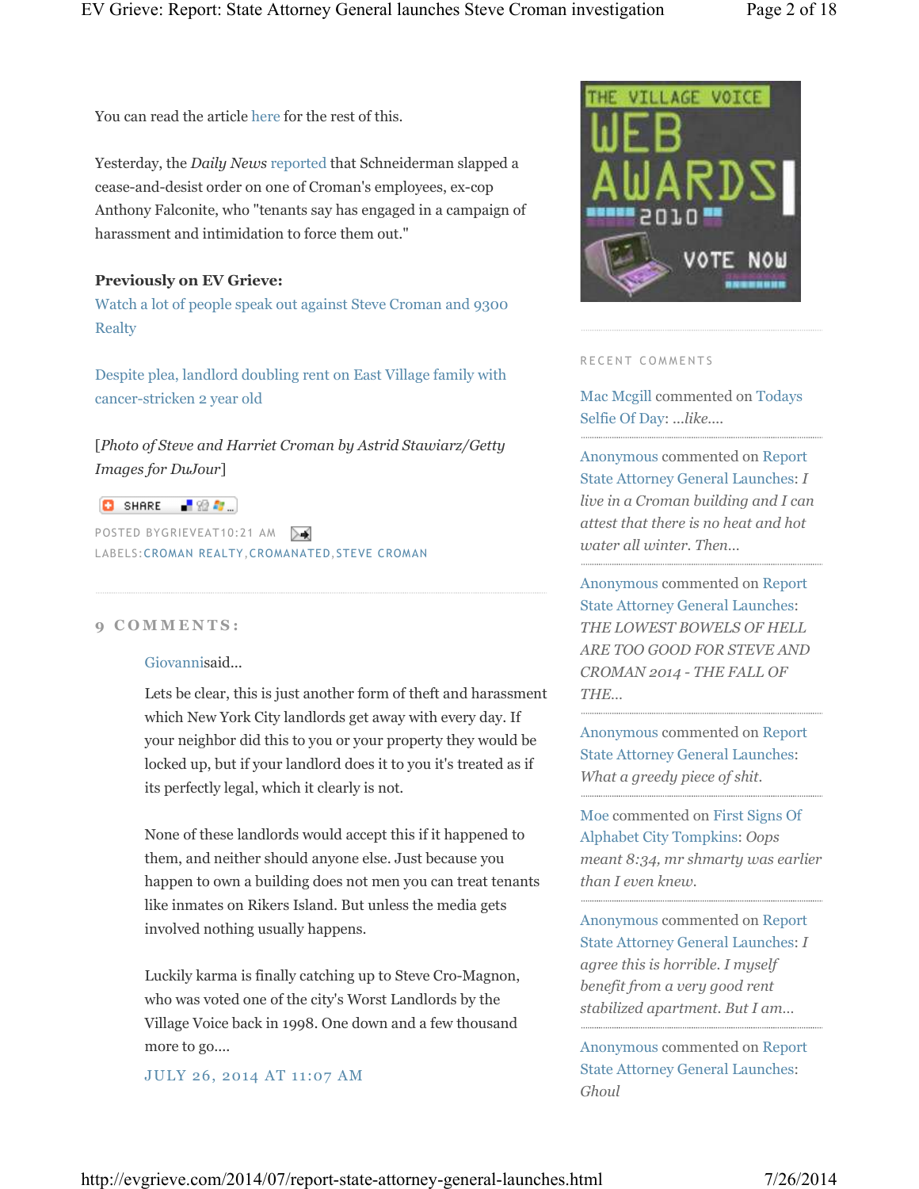You can read the article here for the rest of this.

Yesterday, the *Daily News* reported that Schneiderman slapped a cease-and-desist order on one of Croman's employees, ex-cop Anthony Falconite, who "tenants say has engaged in a campaign of harassment and intimidation to force them out."

**Previously on EV Grieve:**
Watch a lot of people speak out against Steve Croman and 9300 Realty

Despite plea, landlord doubling rent on East Village family with cancer-stricken 2 year old

[*Photo of Steve and Harriet Croman by Astrid Stawiarz/Getty Images for DuJour*]

SHARE

POSTED BYGRIEVEAT10:21 AM
LABELS:CROMAN REALTY,CROMANATED,STEVE CROMAN

## 9 COMMENTS:

Giovannisaid...

Lets be clear, this is just another form of theft and harassment which New York City landlords get away with every day. If your neighbor did this to you or your property they would be locked up, but if your landlord does it to you it's treated as if its perfectly legal, which it clearly is not.

None of these landlords would accept this if it happened to them, and neither should anyone else. Just because you happen to own a building does not men you can treat tenants like inmates on Rikers Island. But unless the media gets involved nothing usually happens.

Luckily karma is finally catching up to Steve Cro-Magnon, who was voted one of the city's Worst Landlords by the Village Voice back in 1998. One down and a few thousand more to go....

JULY 26, 2014 AT 11:07 AM

THE VILLAGE VOICE WEB AWARDS 2010 VOTE NOW

RECENT COMMENTS

Mac Mcgill commented on Todays Selfie Of Day: *...like....*

Anonymous commented on Report State Attorney General Launches: *I live in a Croman building and I can attest that there is no heat and hot water all winter. Then...*

Anonymous commented on Report State Attorney General Launches: *THE LOWEST BOWELS OF HELL ARE TOO GOOD FOR STEVE AND CROMAN 2014 - THE FALL OF THE...*

Anonymous commented on Report State Attorney General Launches: *What a greedy piece of shit.*

Moe commented on First Signs Of Alphabet City Tompkins: *Oops meant 8:34, mr shmarty was earlier than I even knew.*

Anonymous commented on Report State Attorney General Launches: *I agree this is horrible. I myself benefit from a very good rent stabilized apartment. But I am...*

Anonymous commented on Report State Attorney General Launches: *Ghoul*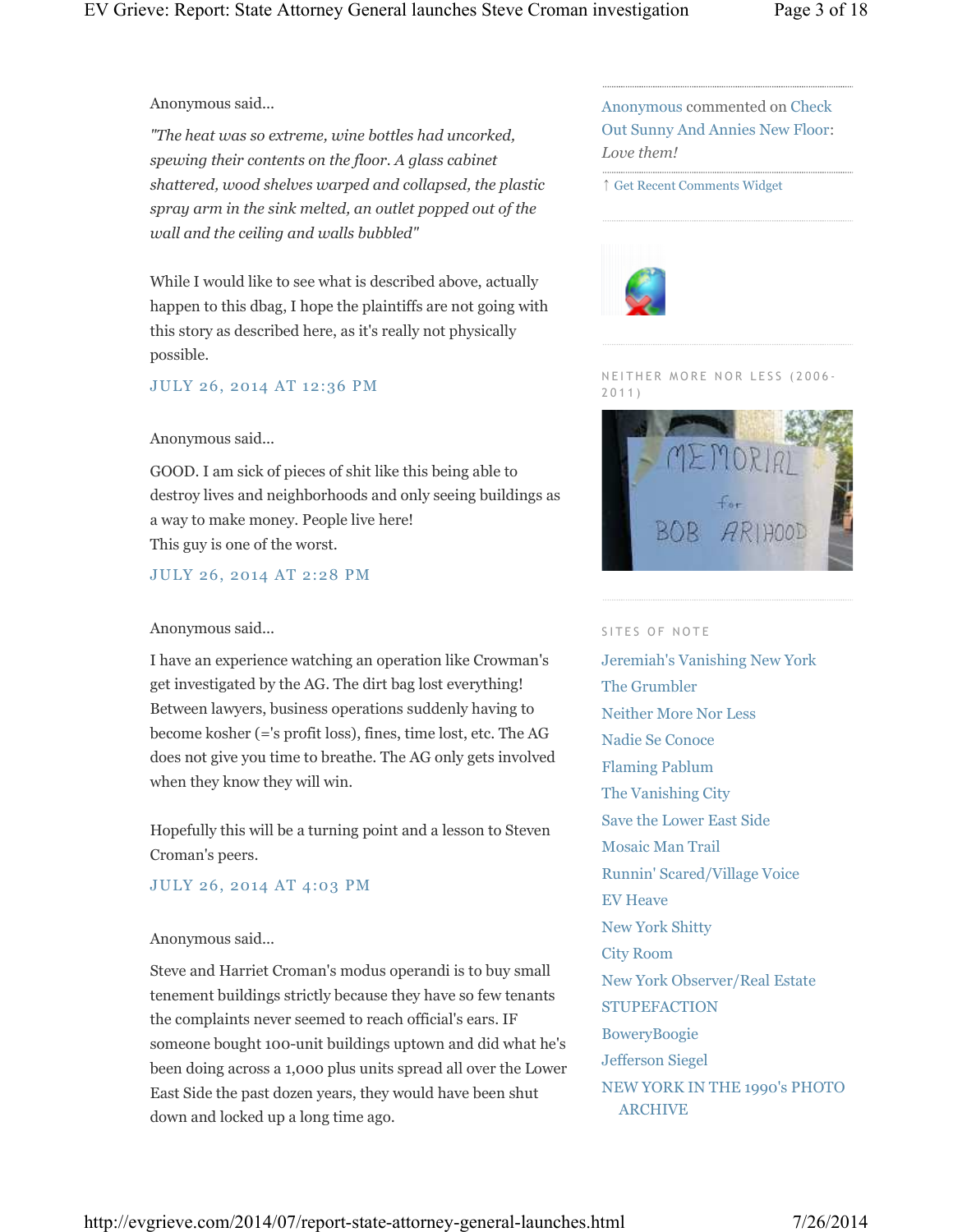Anonymous said...

*"The heat was so extreme, wine bottles had uncorked, spewing their contents on the floor. A glass cabinet shattered, wood shelves warped and collapsed, the plastic spray arm in the sink melted, an outlet popped out of the wall and the ceiling and walls bubbled"*

While I would like to see what is described above, actually happen to this dbag, I hope the plaintiffs are not going with this story as described here, as it's really not physically possible.

JULY 26, 2014 AT 12:36 PM

Anonymous said...

GOOD. I am sick of pieces of shit like this being able to destroy lives and neighborhoods and only seeing buildings as a way to make money. People live here!
This guy is one of the worst.

JULY 26, 2014 AT 2:28 PM

Anonymous said...

I have an experience watching an operation like Crowman's get investigated by the AG. The dirt bag lost everything! Between lawyers, business operations suddenly having to become kosher (='s profit loss), fines, time lost, etc. The AG does not give you time to breathe. The AG only gets involved when they know they will win.

Hopefully this will be a turning point and a lesson to Steven Croman's peers.

JULY 26, 2014 AT 4:03 PM

Anonymous said...

Steve and Harriet Croman's modus operandi is to buy small tenement buildings strictly because they have so few tenants the complaints never seemed to reach official's ears. IF someone bought 100-unit buildings uptown and did what he's been doing across a 1,000 plus units spread all over the Lower East Side the past dozen years, they would have been shut down and locked up a long time ago.

Anonymous commented on Check Out Sunny And Annies New Floor: *Love them!*

↑ Get Recent Comments Widget

NEITHER MORE NOR LESS (2006-2011)

SITES OF NOTE

- Jeremiah's Vanishing New York
- The Grumbler
- Neither More Nor Less
- Nadie Se Conoce
- Flaming Pablum
- The Vanishing City
- Save the Lower East Side
- Mosaic Man Trail
- Runnin' Scared/Village Voice
- EV Heave
- New York Shitty
- City Room
- New York Observer/Real Estate
- STUPEFACTION
- BoweryBoogie
- Jefferson Siegel
- NEW YORK IN THE 1990's PHOTO ARCHIVE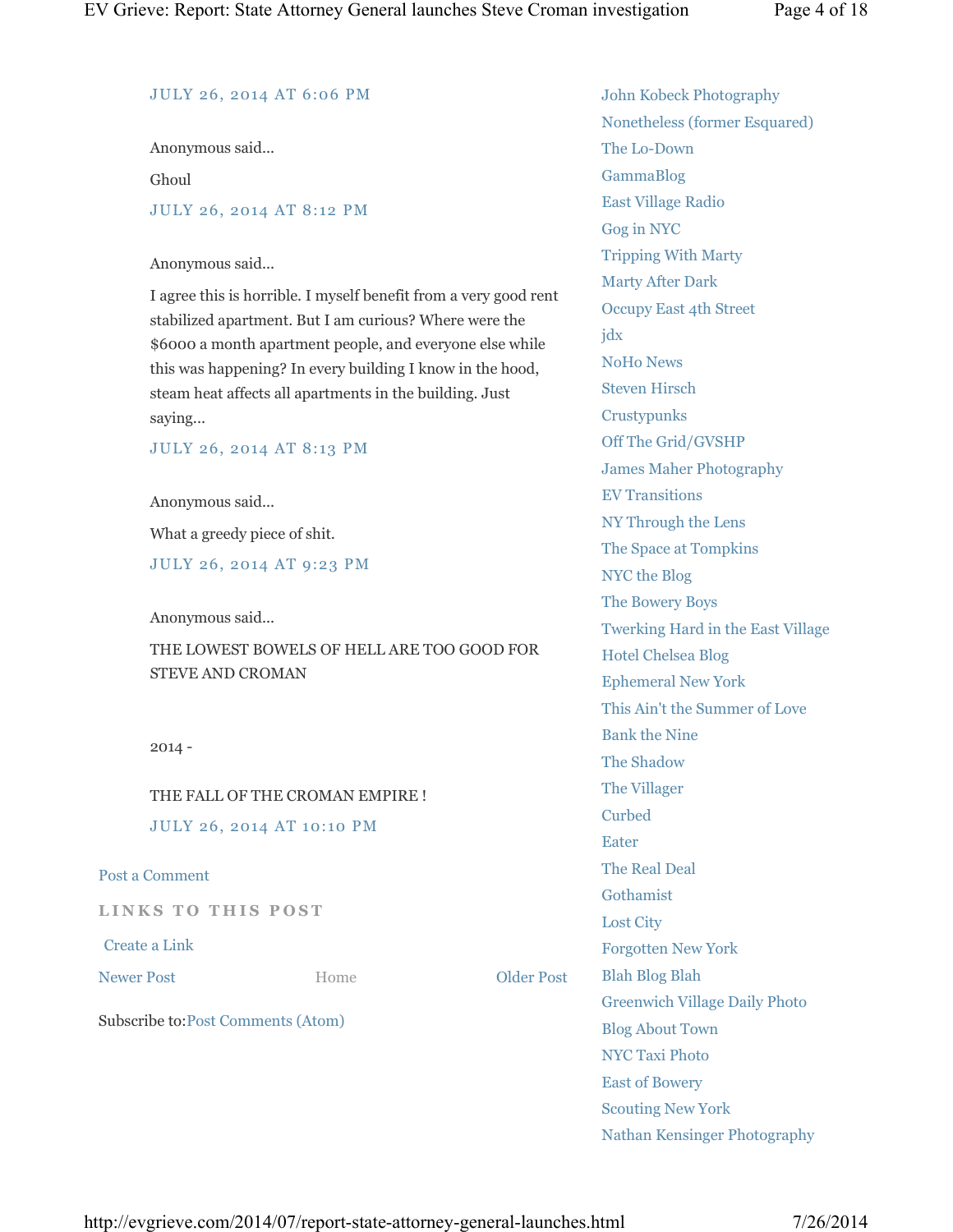JULY 26, 2014 AT 6:06 PM

Anonymous said...

Ghoul

JULY 26, 2014 AT 8:12 PM

Anonymous said...

I agree this is horrible. I myself benefit from a very good rent stabilized apartment. But I am curious? Where were the $6000 a month apartment people, and everyone else while this was happening? In every building I know in the hood, steam heat affects all apartments in the building. Just saying...

JULY 26, 2014 AT 8:13 PM

Anonymous said...

What a greedy piece of shit.

JULY 26, 2014 AT 9:23 PM

Anonymous said...

THE LOWEST BOWELS OF HELL ARE TOO GOOD FOR STEVE AND CROMAN

2014 -

THE FALL OF THE CROMAN EMPIRE !

JULY 26, 2014 AT 10:10 PM

Post a Comment

LINKS TO THIS POST

Create a Link

Newer Post    Home    Older Post

Subscribe to: Post Comments (Atom)

John Kobeck Photography
Nonetheless (former Esquared)
The Lo-Down
GammaBlog
East Village Radio
Gog in NYC
Tripping With Marty
Marty After Dark
Occupy East 4th Street
jdx
NoHo News
Steven Hirsch
Crustypunks
Off The Grid/GVSHP
James Maher Photography
EV Transitions
NY Through the Lens
The Space at Tompkins
NYC the Blog
The Bowery Boys
Twerking Hard in the East Village
Hotel Chelsea Blog
Ephemeral New York
This Ain't the Summer of Love
Bank the Nine
The Shadow
The Villager
Curbed
Eater
The Real Deal
Gothamist
Lost City
Forgotten New York
Blah Blog Blah
Greenwich Village Daily Photo
Blog About Town
NYC Taxi Photo
East of Bowery
Scouting New York
Nathan Kensinger Photography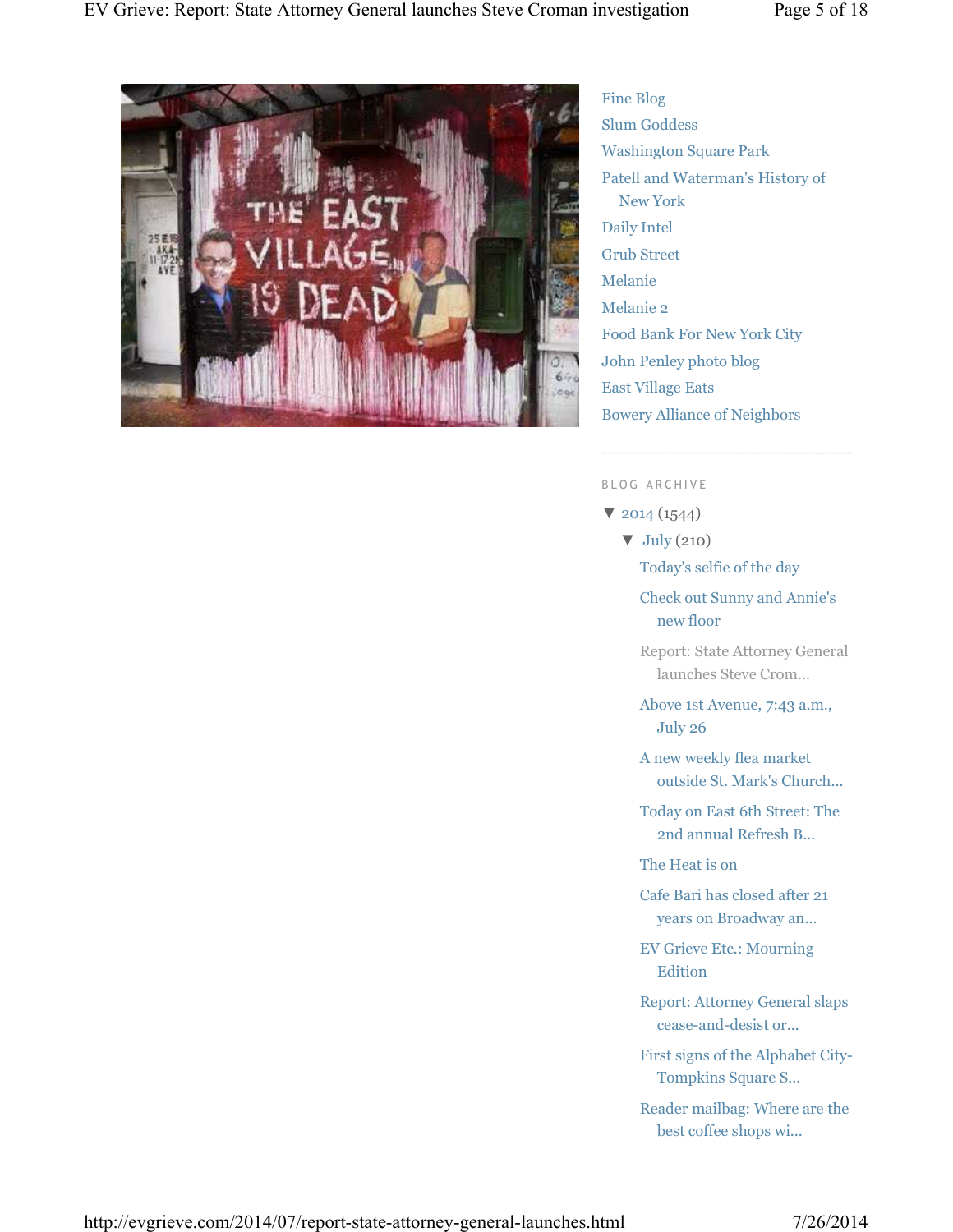- Fine Blog
- Slum Goddess
- Washington Square Park
- Patell and Waterman's History of New York
- Daily Intel
- Grub Street
- Melanie
- Melanie 2
- Food Bank For New York City
- John Penley photo blog
- East Village Eats
- Bowery Alliance of Neighbors

BLOG ARCHIVE

- ▼ 2014 (1544)
  - ▼ July (210)
    - Today's selfie of the day
    - Check out Sunny and Annie's new floor
    - Report: State Attorney General launches Steve Crom...
    - Above 1st Avenue, 7:43 a.m., July 26
    - A new weekly flea market outside St. Mark's Church...
    - Today on East 6th Street: The 2nd annual Refresh B...
    - The Heat is on
    - Cafe Bari has closed after 21 years on Broadway an...
    - EV Grieve Etc.: Mourning Edition
    - Report: Attorney General slaps cease-and-desist or...
    - First signs of the Alphabet City-Tompkins Square S...
    - Reader mailbag: Where are the best coffee shops wi...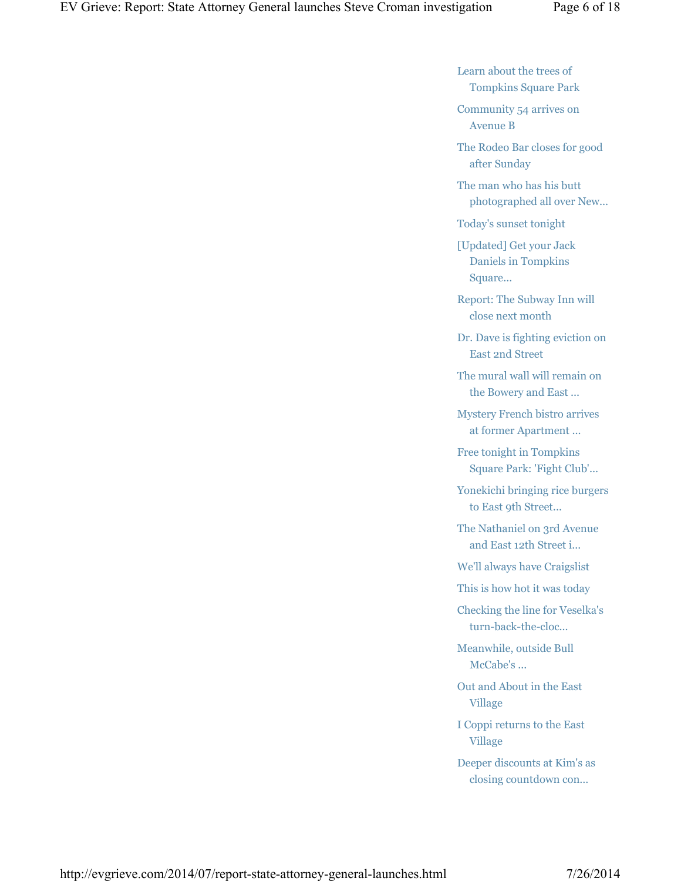- Learn about the trees of Tompkins Square Park
- Community 54 arrives on Avenue B
- The Rodeo Bar closes for good after Sunday
- The man who has his butt photographed all over New...
- Today's sunset tonight
- [Updated] Get your Jack Daniels in Tompkins Square...
- Report: The Subway Inn will close next month
- Dr. Dave is fighting eviction on East 2nd Street
- The mural wall will remain on the Bowery and East ...
- Mystery French bistro arrives at former Apartment ...
- Free tonight in Tompkins Square Park: 'Fight Club'...
- Yonekichi bringing rice burgers to East 9th Street...
- The Nathaniel on 3rd Avenue and East 12th Street i...
- We'll always have Craigslist
- This is how hot it was today
- Checking the line for Veselka's turn-back-the-cloc...
- Meanwhile, outside Bull McCabe's ...
- Out and About in the East Village
- I Coppi returns to the East Village
- Deeper discounts at Kim's as closing countdown con...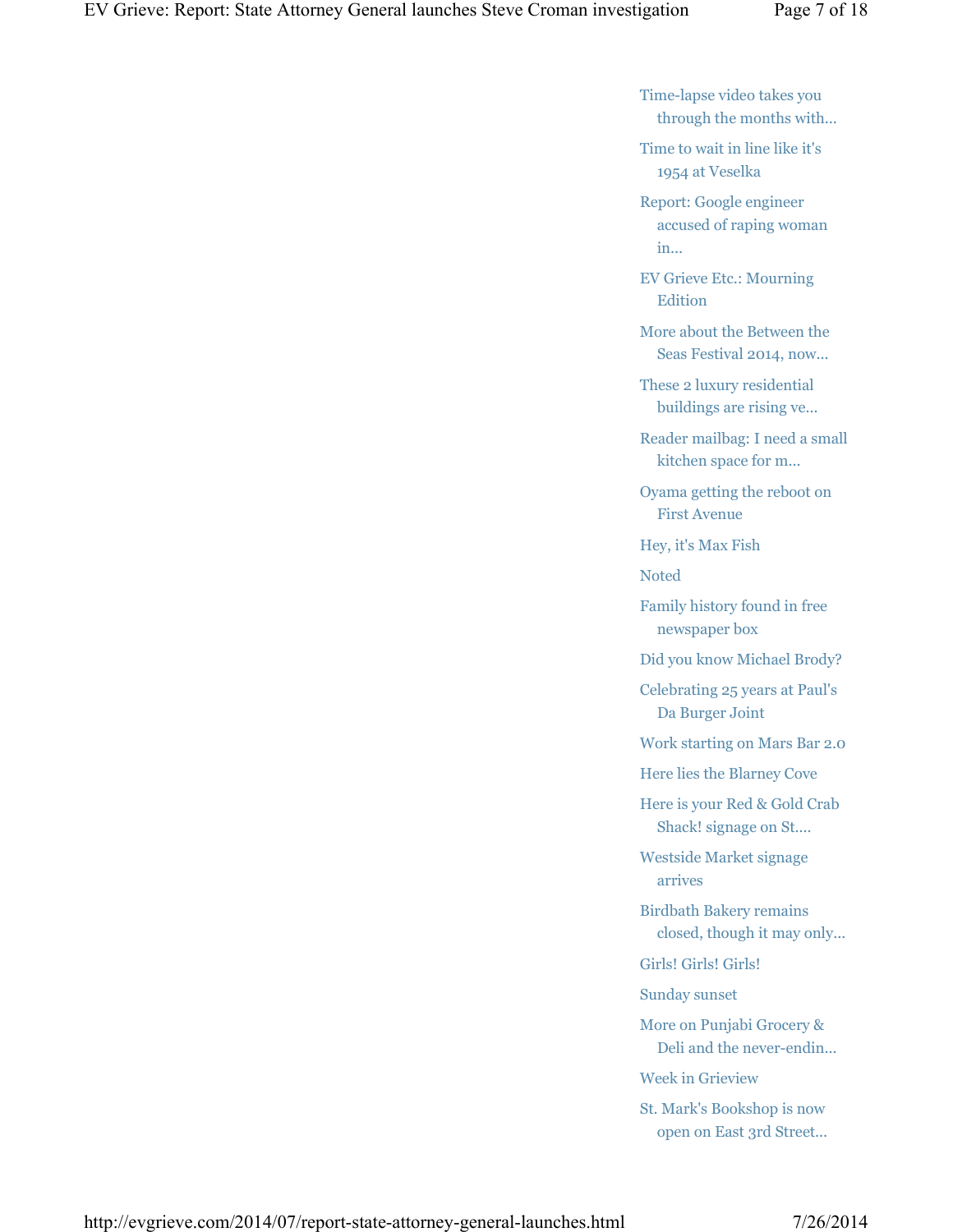- Time-lapse video takes you through the months with...
- Time to wait in line like it's 1954 at Veselka
- Report: Google engineer accused of raping woman in...
- EV Grieve Etc.: Mourning Edition
- More about the Between the Seas Festival 2014, now...
- These 2 luxury residential buildings are rising ve...
- Reader mailbag: I need a small kitchen space for m...
- Oyama getting the reboot on First Avenue
- Hey, it's Max Fish
- Noted
- Family history found in free newspaper box
- Did you know Michael Brody?
- Celebrating 25 years at Paul's Da Burger Joint
- Work starting on Mars Bar 2.0
- Here lies the Blarney Cove
- Here is your Red & Gold Crab Shack! signage on St....
- Westside Market signage arrives
- Birdbath Bakery remains closed, though it may only...
- Girls! Girls! Girls!
- Sunday sunset
- More on Punjabi Grocery & Deli and the never-endin...
- Week in Grieview
- St. Mark's Bookshop is now open on East 3rd Street...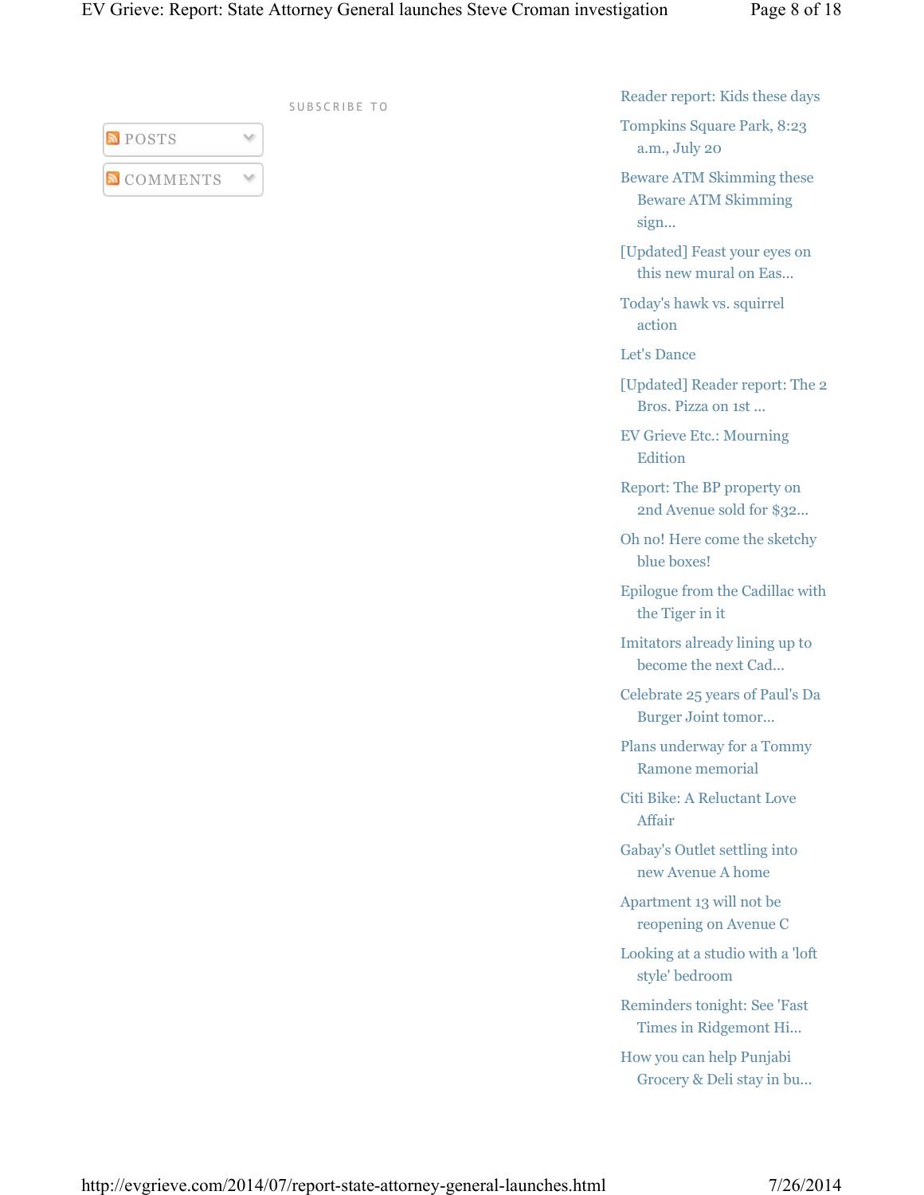SUBSCRIBE TO

POSTS

COMMENTS

- Reader report: Kids these days
- Tompkins Square Park, 8:23 a.m., July 20
- Beware ATM Skimming these Beware ATM Skimming sign...
- [Updated] Feast your eyes on this new mural on Eas...
- Today's hawk vs. squirrel action
- Let's Dance
- [Updated] Reader report: The 2 Bros. Pizza on 1st ...
- EV Grieve Etc.: Mourning Edition
- Report: The BP property on 2nd Avenue sold for $32...
- Oh no! Here come the sketchy blue boxes!
- Epilogue from the Cadillac with the Tiger in it
- Imitators already lining up to become the next Cad...
- Celebrate 25 years of Paul's Da Burger Joint tomor...
- Plans underway for a Tommy Ramone memorial
- Citi Bike: A Reluctant Love Affair
- Gabay's Outlet settling into new Avenue A home
- Apartment 13 will not be reopening on Avenue C
- Looking at a studio with a 'loft style' bedroom
- Reminders tonight: See 'Fast Times in Ridgemont Hi...
- How you can help Punjabi Grocery & Deli stay in bu...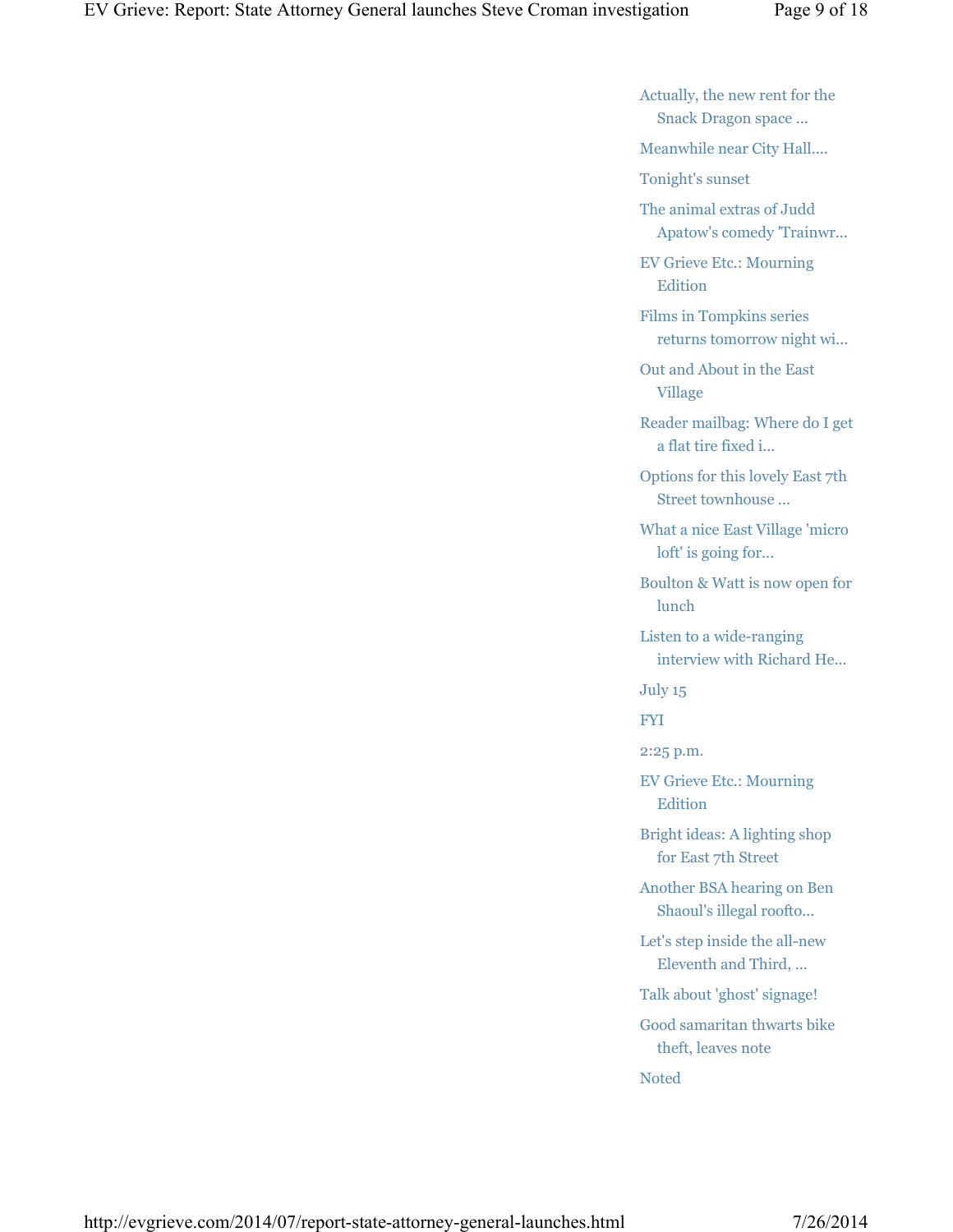- Actually, the new rent for the Snack Dragon space ...
- Meanwhile near City Hall....
- Tonight's sunset
- The animal extras of Judd Apatow's comedy 'Trainwr...
- EV Grieve Etc.: Mourning Edition
- Films in Tompkins series returns tomorrow night wi...
- Out and About in the East Village
- Reader mailbag: Where do I get a flat tire fixed i...
- Options for this lovely East 7th Street townhouse ...
- What a nice East Village 'micro loft' is going for...
- Boulton & Watt is now open for lunch
- Listen to a wide-ranging interview with Richard He...
- July 15
- FYI
- 2:25 p.m.
- EV Grieve Etc.: Mourning Edition
- Bright ideas: A lighting shop for East 7th Street
- Another BSA hearing on Ben Shaoul's illegal roofto...
- Let's step inside the all-new Eleventh and Third, ...
- Talk about 'ghost' signage!
- Good samaritan thwarts bike theft, leaves note
- Noted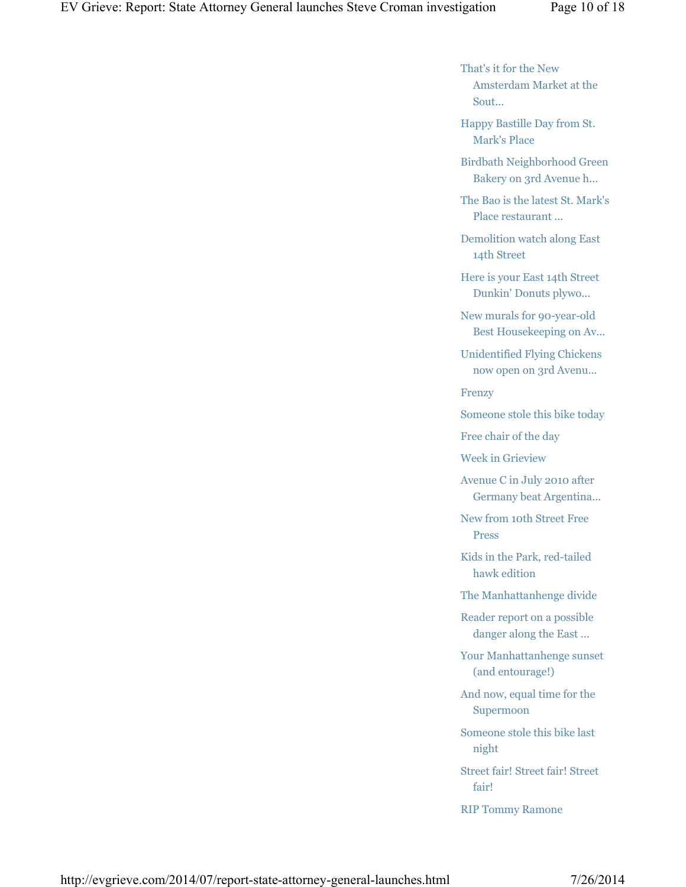- That's it for the New Amsterdam Market at the Sout...
- Happy Bastille Day from St. Mark's Place
- Birdbath Neighborhood Green Bakery on 3rd Avenue h...
- The Bao is the latest St. Mark's Place restaurant ...
- Demolition watch along East 14th Street
- Here is your East 14th Street Dunkin' Donuts plywo...
- New murals for 90-year-old Best Housekeeping on Av...
- Unidentified Flying Chickens now open on 3rd Avenu...
- Frenzy
- Someone stole this bike today
- Free chair of the day
- Week in Grieview
- Avenue C in July 2010 after Germany beat Argentina...
- New from 10th Street Free Press
- Kids in the Park, red-tailed hawk edition
- The Manhattanhenge divide
- Reader report on a possible danger along the East ...
- Your Manhattanhenge sunset (and entourage!)
- And now, equal time for the Supermoon
- Someone stole this bike last night
- Street fair! Street fair! Street fair!
- RIP Tommy Ramone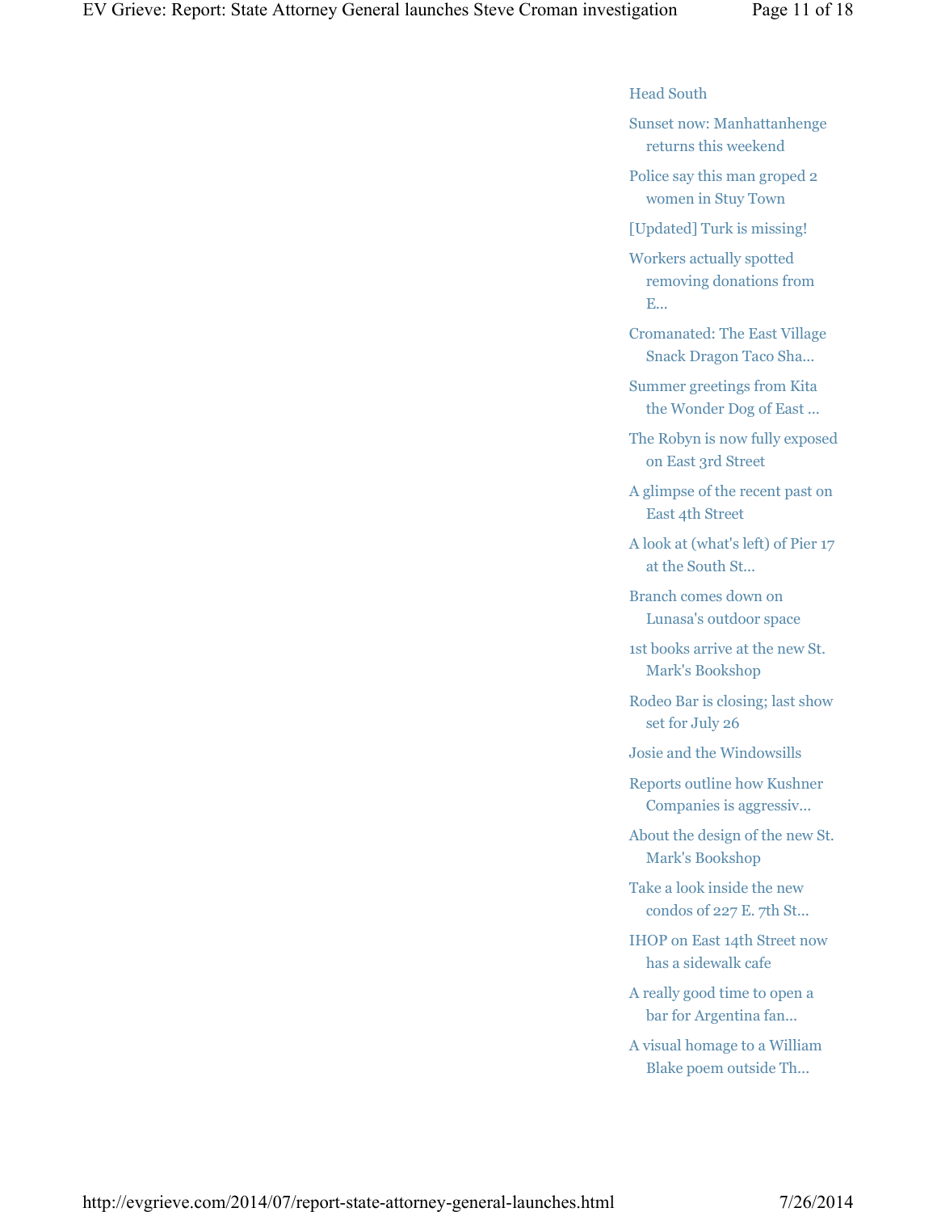- Head South
- Sunset now: Manhattanhenge returns this weekend
- Police say this man groped 2 women in Stuy Town
- [Updated] Turk is missing!
- Workers actually spotted removing donations from E...
- Cromanated: The East Village Snack Dragon Taco Sha...
- Summer greetings from Kita the Wonder Dog of East ...
- The Robyn is now fully exposed on East 3rd Street
- A glimpse of the recent past on East 4th Street
- A look at (what's left) of Pier 17 at the South St...
- Branch comes down on Lunasa's outdoor space
- 1st books arrive at the new St. Mark's Bookshop
- Rodeo Bar is closing; last show set for July 26
- Josie and the Windowsills
- Reports outline how Kushner Companies is aggressiv...
- About the design of the new St. Mark's Bookshop
- Take a look inside the new condos of 227 E. 7th St...
- IHOP on East 14th Street now has a sidewalk cafe
- A really good time to open a bar for Argentina fan...
- A visual homage to a William Blake poem outside Th...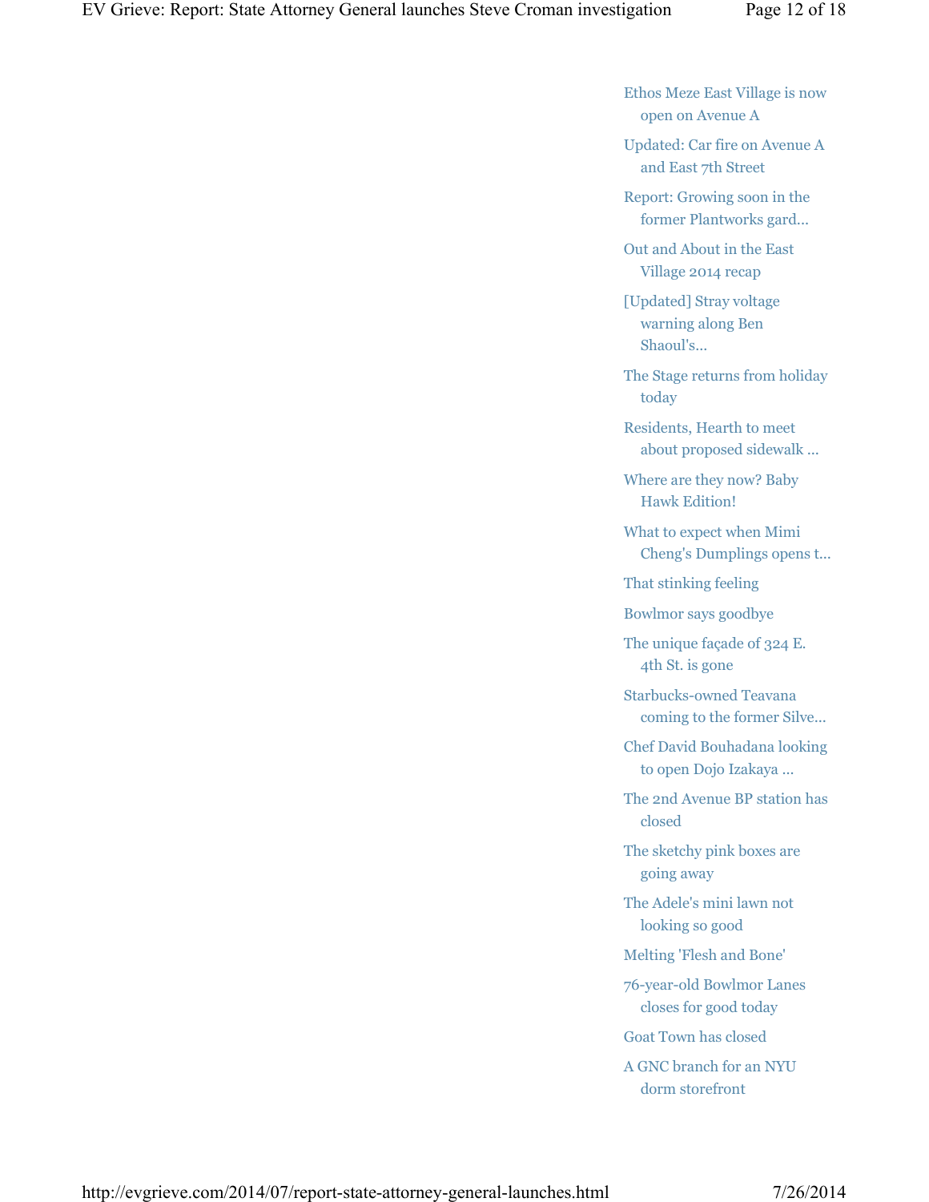- Ethos Meze East Village is now open on Avenue A
- Updated: Car fire on Avenue A and East 7th Street
- Report: Growing soon in the former Plantworks gard...
- Out and About in the East Village 2014 recap
- [Updated] Stray voltage warning along Ben Shaoul's...
- The Stage returns from holiday today
- Residents, Hearth to meet about proposed sidewalk ...
- Where are they now? Baby Hawk Edition!
- What to expect when Mimi Cheng's Dumplings opens t...
- That stinking feeling
- Bowlmor says goodbye
- The unique façade of 324 E. 4th St. is gone
- Starbucks-owned Teavana coming to the former Silve...
- Chef David Bouhadana looking to open Dojo Izakaya ...
- The 2nd Avenue BP station has closed
- The sketchy pink boxes are going away
- The Adele's mini lawn not looking so good
- Melting 'Flesh and Bone'
- 76-year-old Bowlmor Lanes closes for good today
- Goat Town has closed
- A GNC branch for an NYU dorm storefront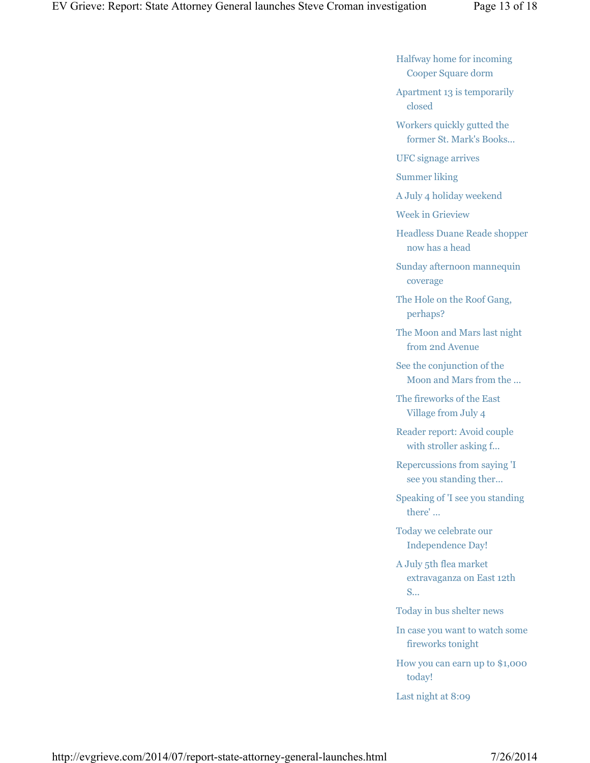- Halfway home for incoming Cooper Square dorm
- Apartment 13 is temporarily closed
- Workers quickly gutted the former St. Mark's Books...
- UFC signage arrives
- Summer liking
- A July 4 holiday weekend
- Week in Grieview
- Headless Duane Reade shopper now has a head
- Sunday afternoon mannequin coverage
- The Hole on the Roof Gang, perhaps?
- The Moon and Mars last night from 2nd Avenue
- See the conjunction of the Moon and Mars from the ...
- The fireworks of the East Village from July 4
- Reader report: Avoid couple with stroller asking f...
- Repercussions from saying 'I see you standing ther...
- Speaking of 'I see you standing there' ...
- Today we celebrate our Independence Day!
- A July 5th flea market extravaganza on East 12th S...
- Today in bus shelter news
- In case you want to watch some fireworks tonight
- How you can earn up to $1,000 today!
- Last night at 8:09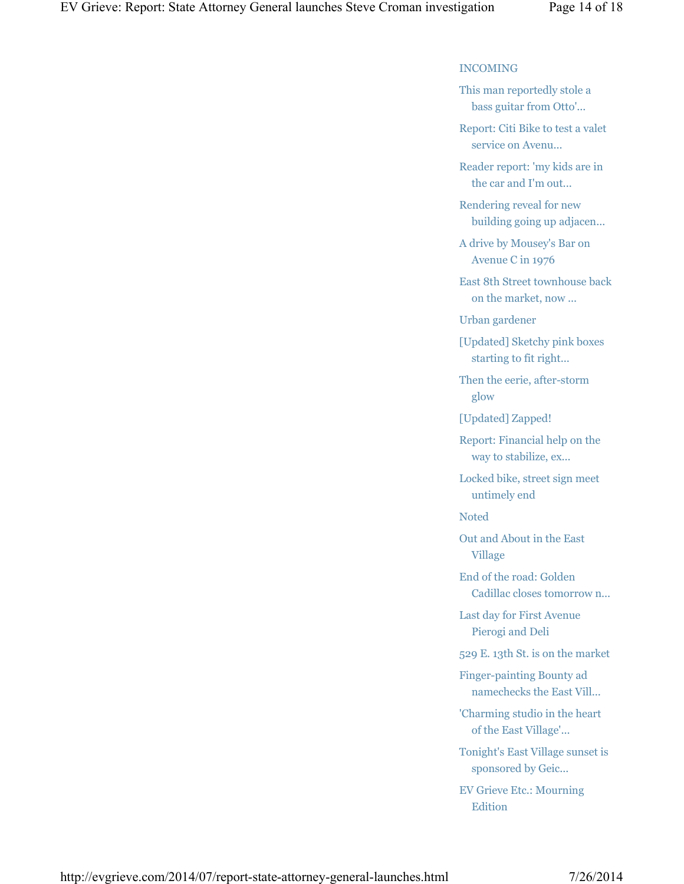INCOMING

- This man reportedly stole a bass guitar from Otto'...
- Report: Citi Bike to test a valet service on Avenu...
- Reader report: 'my kids are in the car and I'm out...
- Rendering reveal for new building going up adjacen...
- A drive by Mousey's Bar on Avenue C in 1976
- East 8th Street townhouse back on the market, now ...
- Urban gardener
- [Updated] Sketchy pink boxes starting to fit right...
- Then the eerie, after-storm glow
- [Updated] Zapped!
- Report: Financial help on the way to stabilize, ex...
- Locked bike, street sign meet untimely end
- Noted
- Out and About in the East Village
- End of the road: Golden Cadillac closes tomorrow n...
- Last day for First Avenue Pierogi and Deli
- 529 E. 13th St. is on the market
- Finger-painting Bounty ad namechecks the East Vill...
- 'Charming studio in the heart of the East Village'...
- Tonight's East Village sunset is sponsored by Geic...
- EV Grieve Etc.: Mourning Edition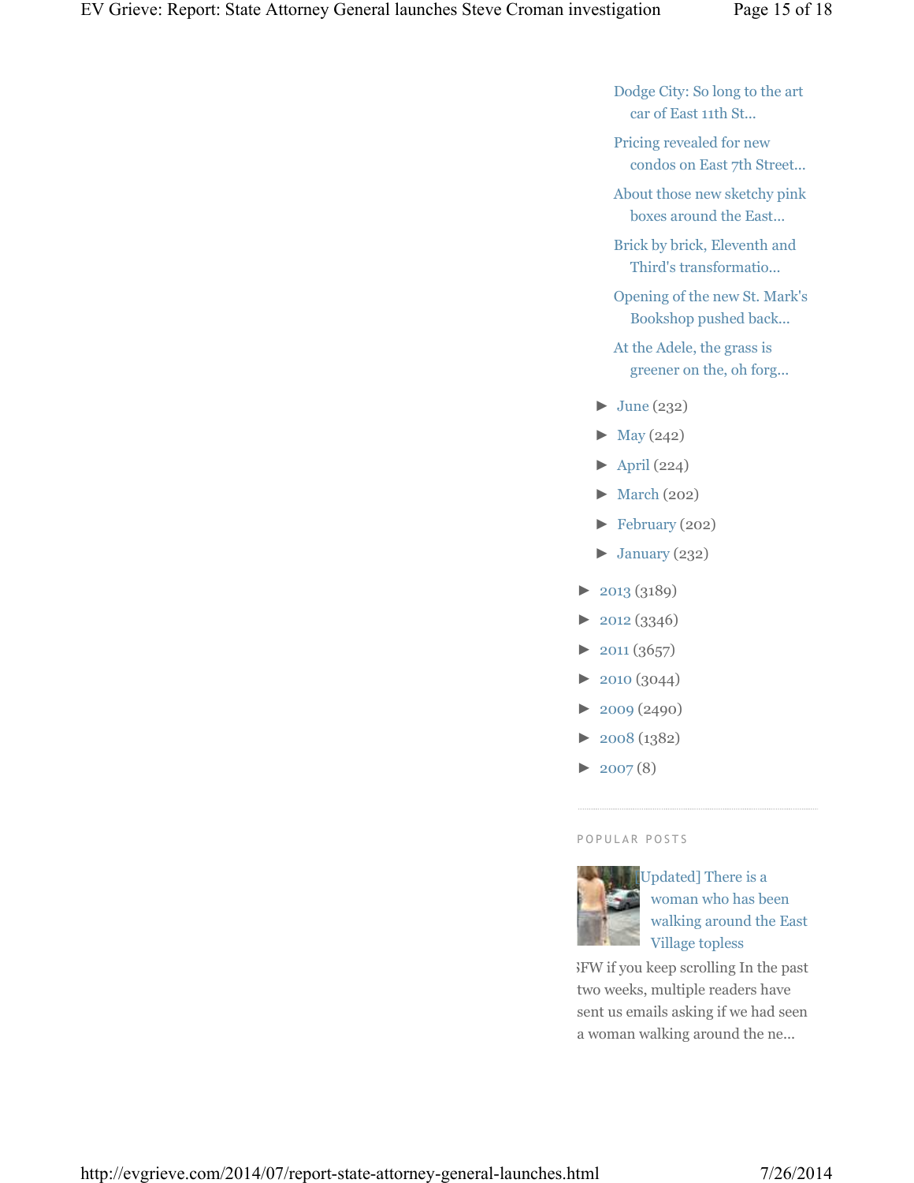- Dodge City: So long to the art car of East 11th St...
- Pricing revealed for new condos on East 7th Street...
- About those new sketchy pink boxes around the East...
- Brick by brick, Eleventh and Third's transformatio...
- Opening of the new St. Mark's Bookshop pushed back...
- At the Adele, the grass is greener on the, oh forg...

- ► June (232)
- ► May (242)
- ► April (224)
- ► March (202)
- ► February (202)
- ► January (232)

- ► 2013 (3189)
- ► 2012 (3346)
- ► 2011 (3657)
- ► 2010 (3044)
- ► 2009 (2490)
- ► 2008 (1382)
- ► 2007 (8)

POPULAR POSTS

Updated] There is a woman who has been walking around the East Village topless

SFW if you keep scrolling In the past two weeks, multiple readers have sent us emails asking if we had seen a woman walking around the ne...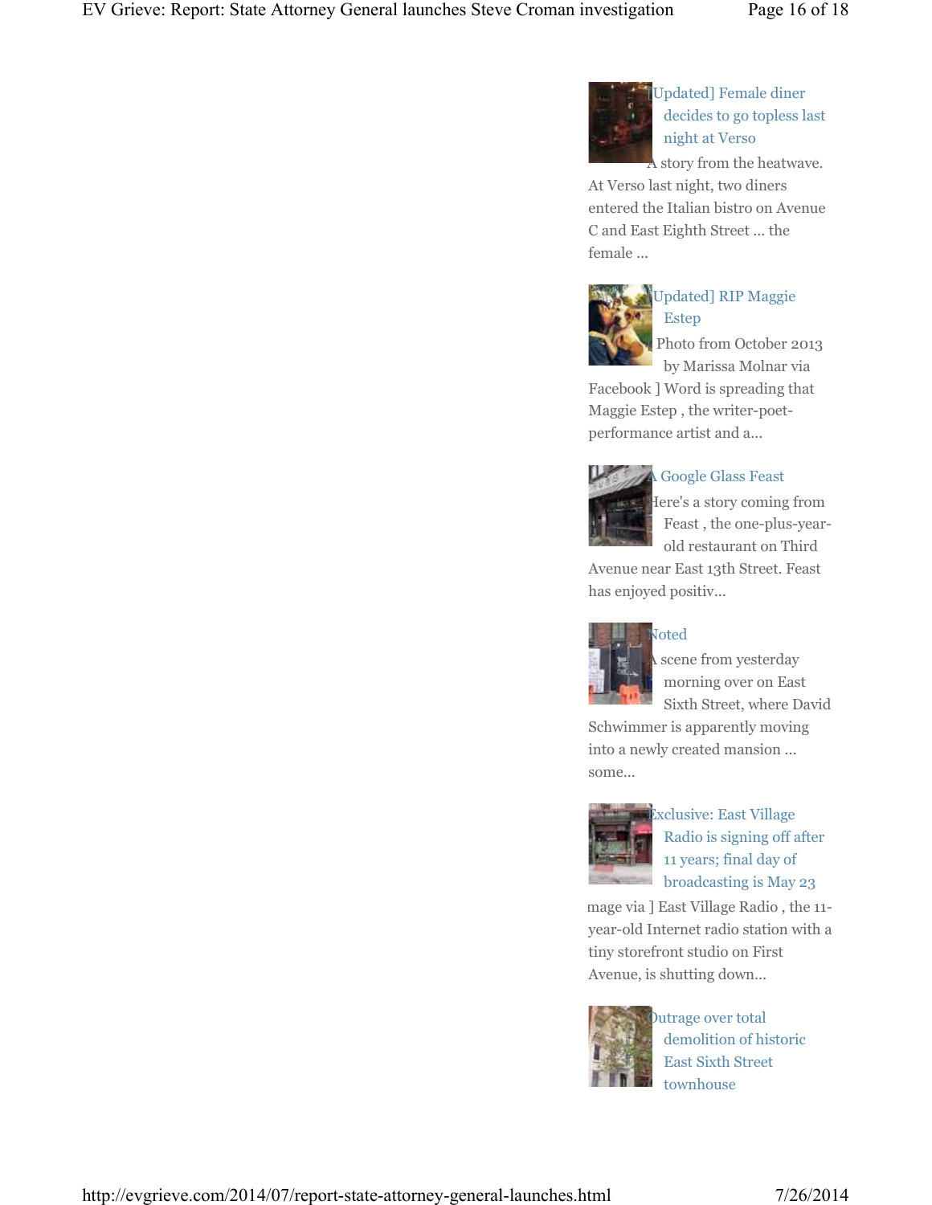[Updated] Female diner decides to go topless last night at Verso

A story from the heatwave. At Verso last night, two diners entered the Italian bistro on Avenue C and East Eighth Street ... the female ...

[Updated] RIP Maggie Estep

Photo from October 2013 by Marissa Molnar via Facebook ] Word is spreading that Maggie Estep , the writer-poet-performance artist and a...

A Google Glass Feast

Here's a story coming from Feast , the one-plus-year-old restaurant on Third Avenue near East 13th Street. Feast has enjoyed positiv...

Noted

A scene from yesterday morning over on East Sixth Street, where David Schwimmer is apparently moving into a newly created mansion ... some...

Exclusive: East Village Radio is signing off after 11 years; final day of broadcasting is May 23

mage via ] East Village Radio , the 11-year-old Internet radio station with a tiny storefront studio on First Avenue, is shutting down...

Outrage over total demolition of historic East Sixth Street townhouse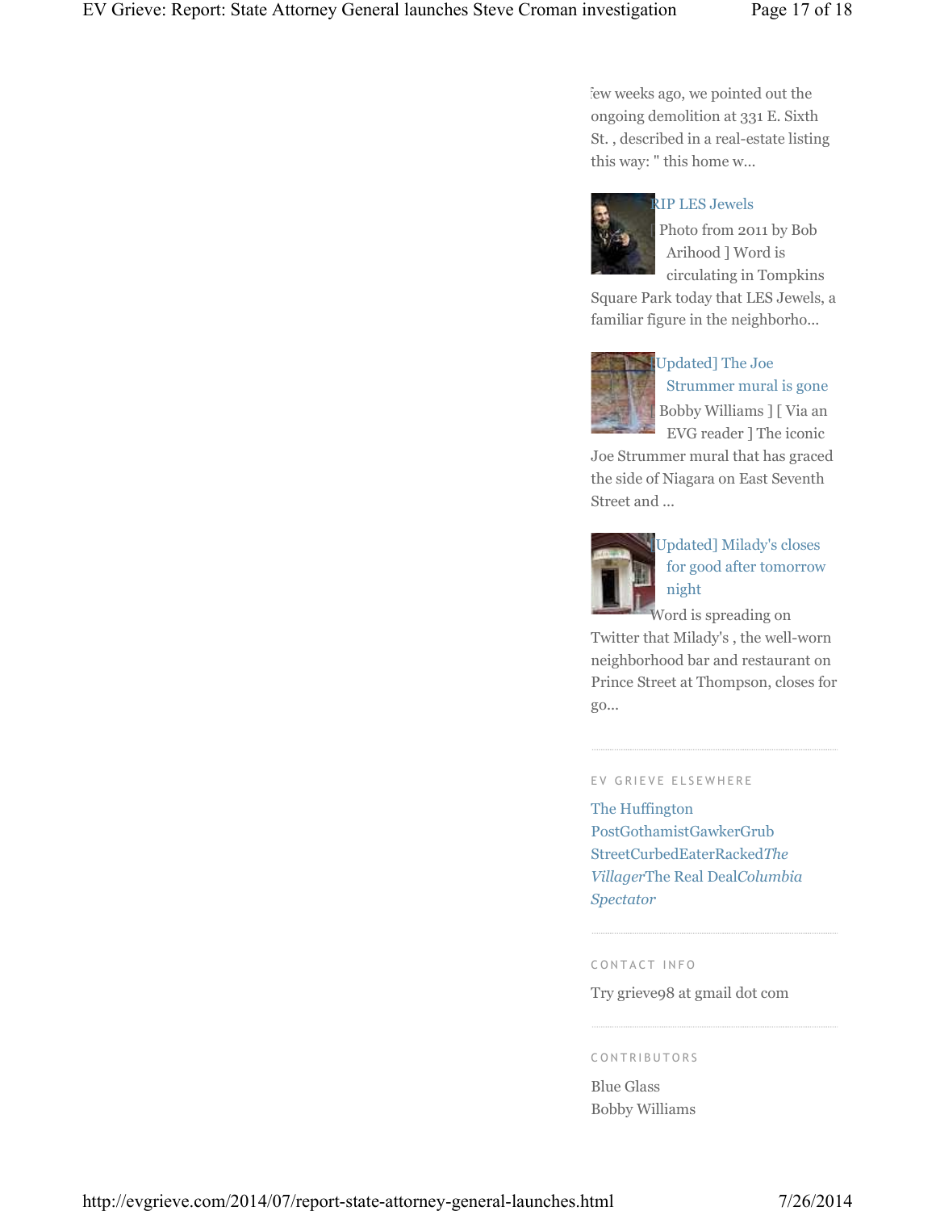few weeks ago, we pointed out the ongoing demolition at 331 E. Sixth St. , described in a real-estate listing this way: " this home w...

RIP LES Jewels

[ Photo from 2011 by Bob Arihood ] Word is circulating in Tompkins Square Park today that LES Jewels, a familiar figure in the neighborho...

[Updated] The Joe Strummer mural is gone

[ Bobby Williams ] [ Via an EVG reader ] The iconic Joe Strummer mural that has graced the side of Niagara on East Seventh Street and ...

[Updated] Milady's closes for good after tomorrow night

Word is spreading on Twitter that Milady's , the well-worn neighborhood bar and restaurant on Prince Street at Thompson, closes for go...

## EV GRIEVE ELSEWHERE

The Huffington Post
Gothamist
Gawker
Grub Street
Curbed
Eater
Racked
*The Villager*
The Real Deal
*Columbia Spectator*

## CONTACT INFO

Try grieve98 at gmail dot com

## CONTRIBUTORS

Blue Glass
Bobby Williams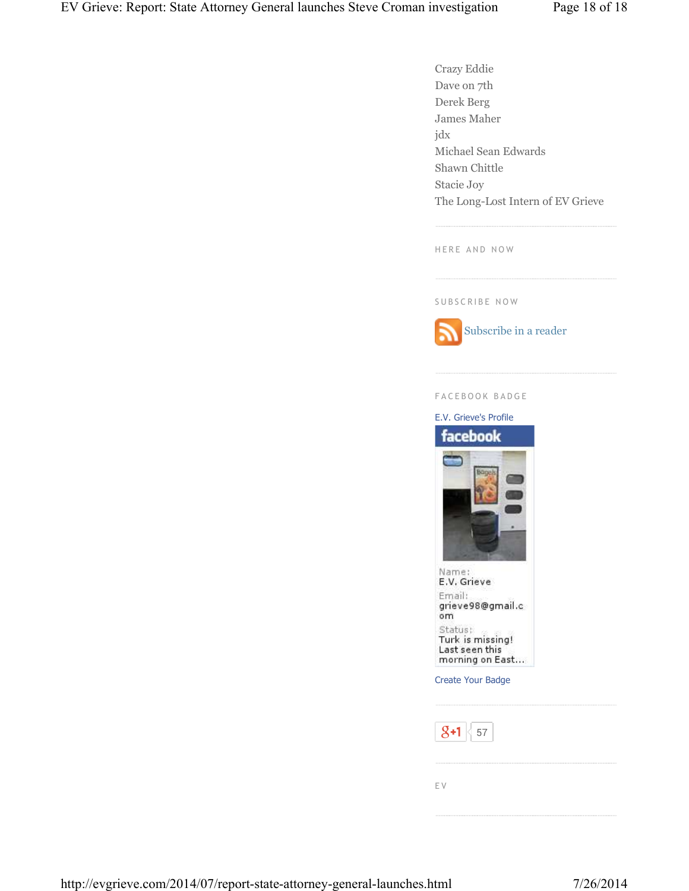Crazy Eddie
Dave on 7th
Derek Berg
James Maher
jdx
Michael Sean Edwards
Shawn Chittle
Stacie Joy
The Long-Lost Intern of EV Grieve

## HERE AND NOW

## SUBSCRIBE NOW

Subscribe in a reader

## FACEBOOK BADGE

E.V. Grieve's Profile

facebook

Name:
E.V. Grieve

Email:
grieve98@gmail.com

Status:
Turk is missing! Last seen this morning on East...

Create Your Badge

g+1 57

## EV